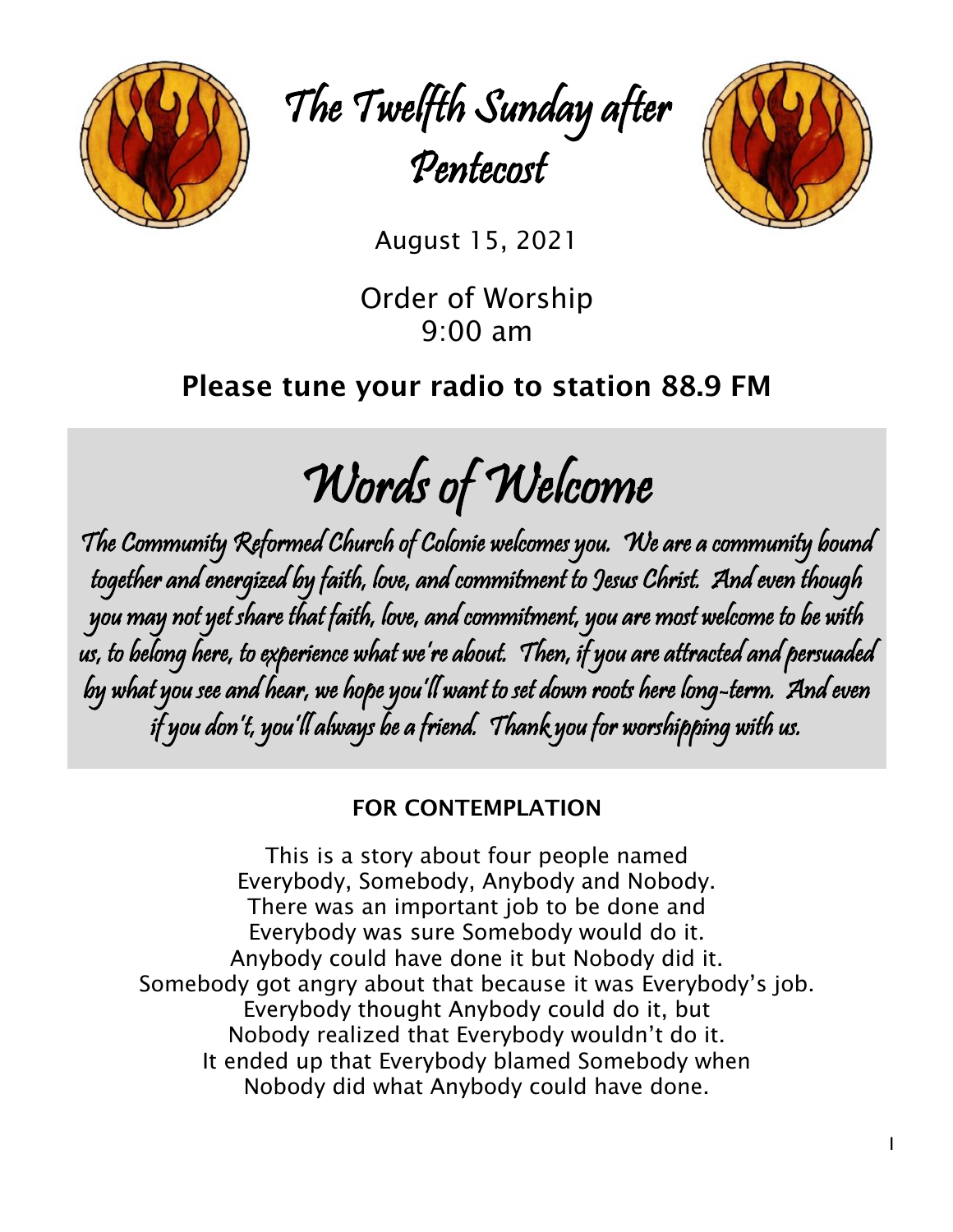# The Twelfth Sunday after Pentecost

August 15, 2021

Order of Worship
9:00 am

**Please tune your radio to station 88.9 FM**

## Words of Welcome

*The Community Reformed Church of Colonie welcomes you. We are a community bound together and energized by faith, love, and commitment to Jesus Christ. And even though you may not yet share that faith, love, and commitment, you are most welcome to be with us, to belong here, to experience what we're about. Then, if you are attracted and persuaded by what you see and hear, we hope you'll want to set down roots here long-term. And even if you don't, you'll always be a friend. Thank you for worshipping with us.*

### FOR CONTEMPLATION

This is a story about four people named
Everybody, Somebody, Anybody and Nobody.
There was an important job to be done and
Everybody was sure Somebody would do it.
Anybody could have done it but Nobody did it.
Somebody got angry about that because it was Everybody's job.
Everybody thought Anybody could do it, but
Nobody realized that Everybody wouldn't do it.
It ended up that Everybody blamed Somebody when
Nobody did what Anybody could have done.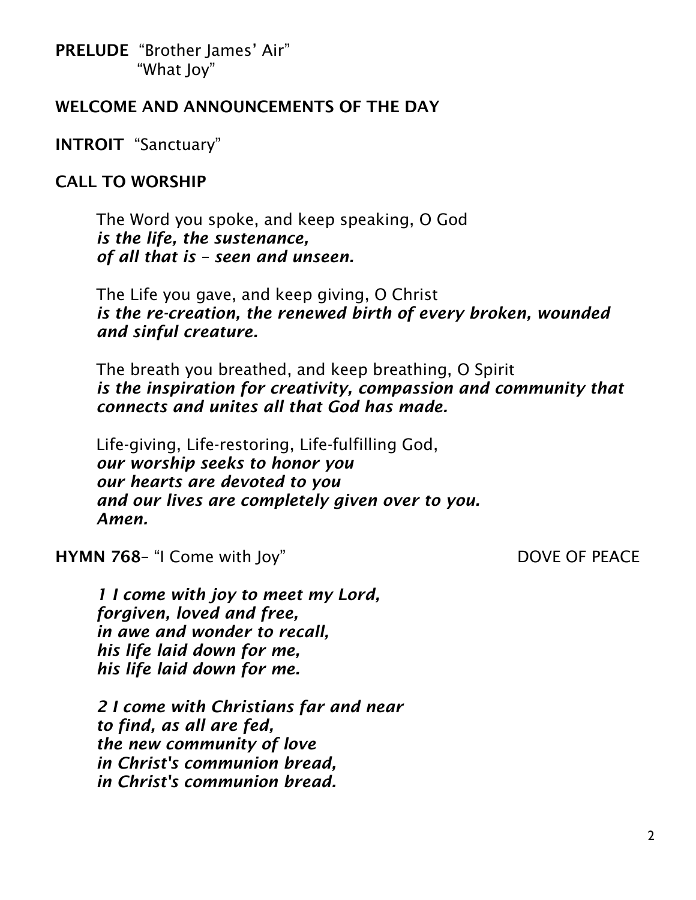**PRELUDE** "Brother James' Air"
"What Joy"

**WELCOME AND ANNOUNCEMENTS OF THE DAY**

**INTROIT** "Sanctuary"

**CALL TO WORSHIP**

The Word you spoke, and keep speaking, O God
***is the life, the sustenance,***
***of all that is – seen and unseen.***

The Life you gave, and keep giving, O Christ
***is the re-creation, the renewed birth of every broken, wounded and sinful creature.***

The breath you breathed, and keep breathing, O Spirit
***is the inspiration for creativity, compassion and community that connects and unites all that God has made.***

Life-giving, Life-restoring, Life-fulfilling God,
***our worship seeks to honor you***
***our hearts are devoted to you***
***and our lives are completely given over to you.***
***Amen.***

**HYMN 768**– "I Come with Joy" DOVE OF PEACE

***1 I come with joy to meet my Lord,***
***forgiven, loved and free,***
***in awe and wonder to recall,***
***his life laid down for me,***
***his life laid down for me.***

***2 I come with Christians far and near***
***to find, as all are fed,***
***the new community of love***
***in Christ's communion bread,***
***in Christ's communion bread.***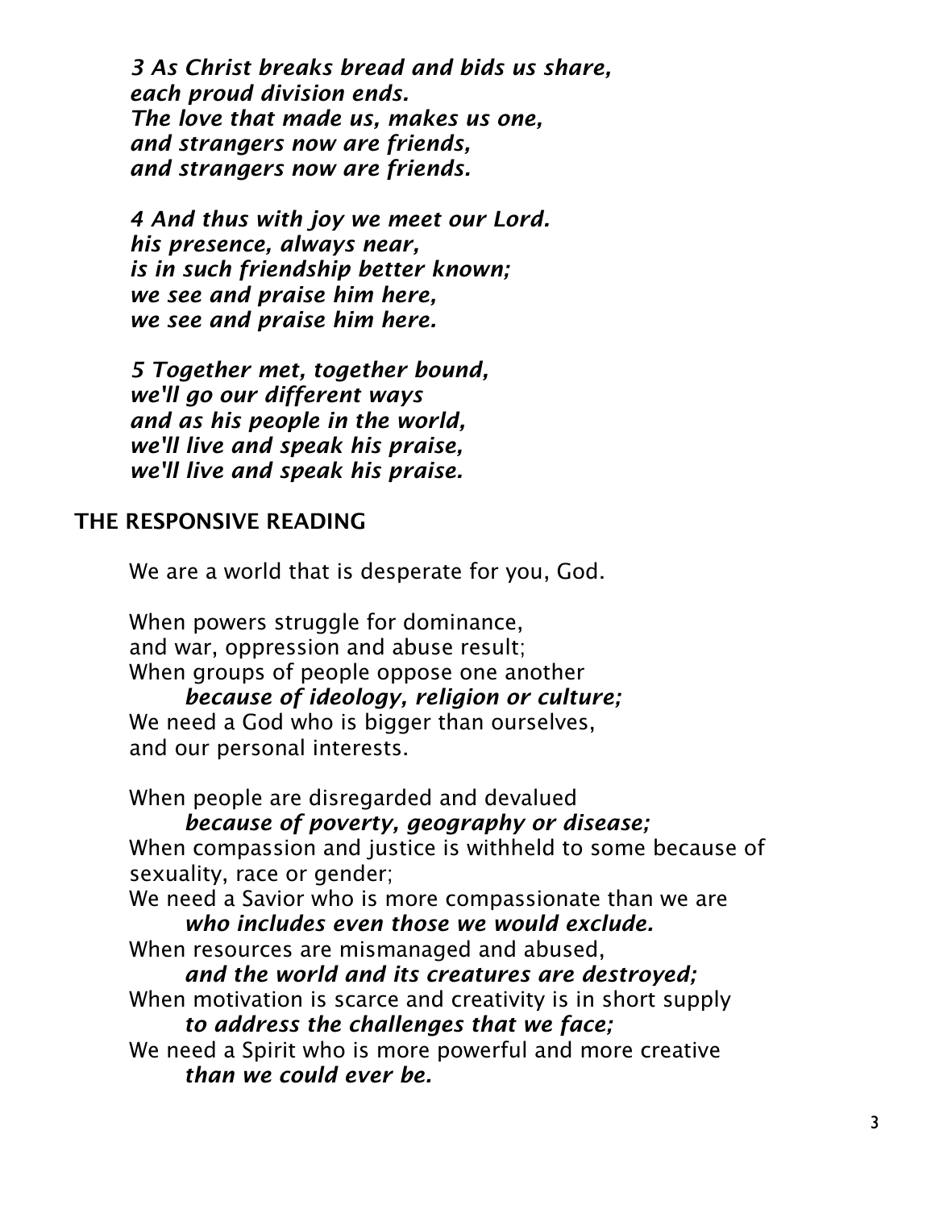*3 As Christ breaks bread and bids us share,*
*each proud division ends.*
*The love that made us, makes us one,*
*and strangers now are friends,*
*and strangers now are friends.*

*4 And thus with joy we meet our Lord.*
*his presence, always near,*
*is in such friendship better known;*
*we see and praise him here,*
*we see and praise him here.*

*5 Together met, together bound,*
*we'll go our different ways*
*and as his people in the world,*
*we'll live and speak his praise,*
*we'll live and speak his praise.*

## THE RESPONSIVE READING

We are a world that is desperate for you, God.

When powers struggle for dominance,
and war, oppression and abuse result;
When groups of people oppose one another
***because of ideology, religion or culture;***
We need a God who is bigger than ourselves,
and our personal interests.

When people are disregarded and devalued
***because of poverty, geography or disease;***
When compassion and justice is withheld to some because of sexuality, race or gender;
We need a Savior who is more compassionate than we are
***who includes even those we would exclude.***
When resources are mismanaged and abused,
***and the world and its creatures are destroyed;***
When motivation is scarce and creativity is in short supply
***to address the challenges that we face;***
We need a Spirit who is more powerful and more creative
***than we could ever be.***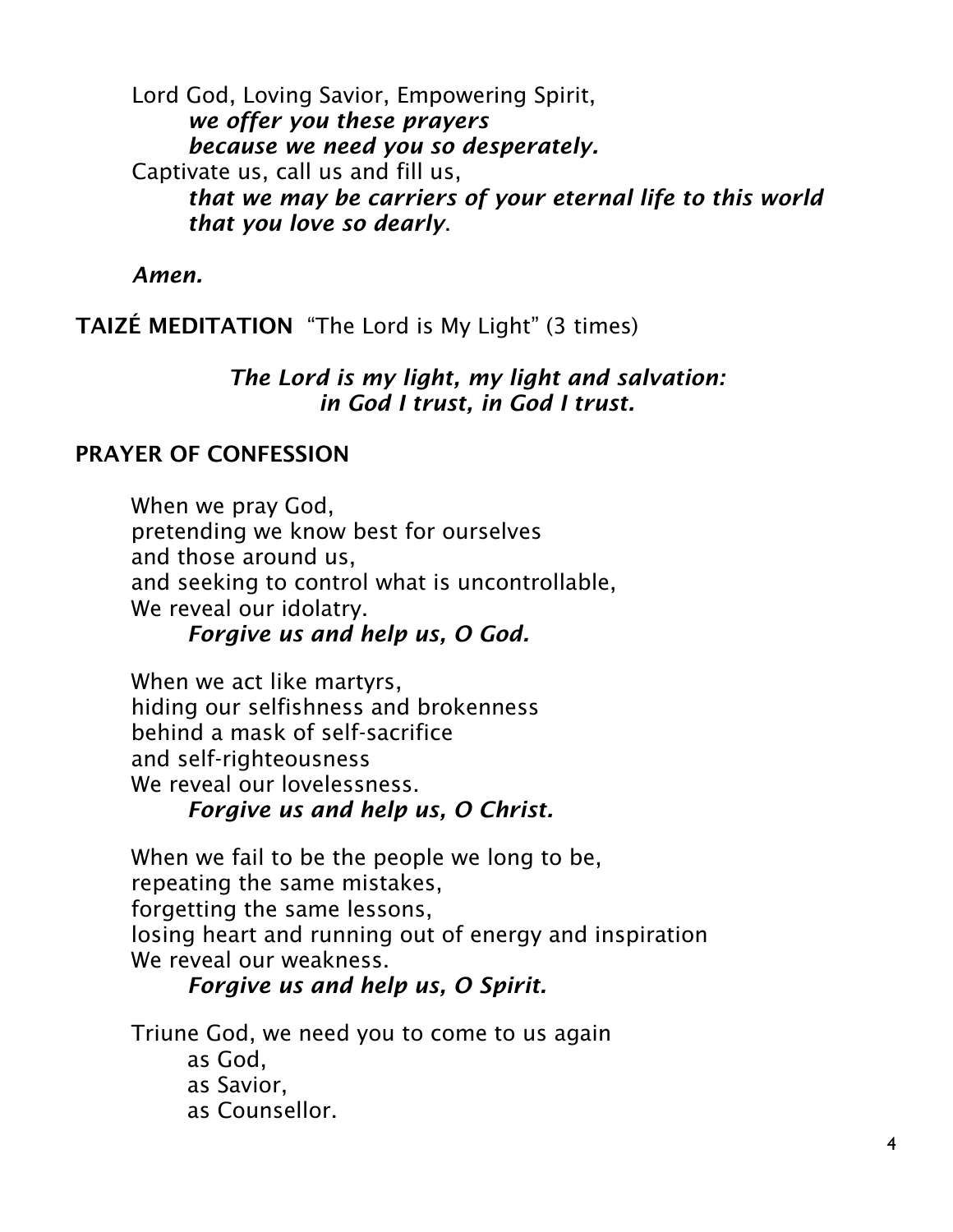Lord God, Loving Savior, Empowering Spirit,
***we offer you these prayers***
***because we need you so desperately.***
Captivate us, call us and fill us,
***that we may be carriers of your eternal life to this world***
***that you love so dearly*.**

***Amen.***

**TAIZÉ MEDITATION** "The Lord is My Light" (3 times)

***The Lord is my light, my light and salvation:***
***in God I trust, in God I trust.***

**PRAYER OF CONFESSION**

When we pray God,
pretending we know best for ourselves
and those around us,
and seeking to control what is uncontrollable,
We reveal our idolatry.
***Forgive us and help us, O God.***

When we act like martyrs,
hiding our selfishness and brokenness
behind a mask of self-sacrifice
and self-righteousness
We reveal our lovelessness.
***Forgive us and help us, O Christ.***

When we fail to be the people we long to be,
repeating the same mistakes,
forgetting the same lessons,
losing heart and running out of energy and inspiration
We reveal our weakness.
***Forgive us and help us, O Spirit.***

Triune God, we need you to come to us again
as God,
as Savior,
as Counsellor.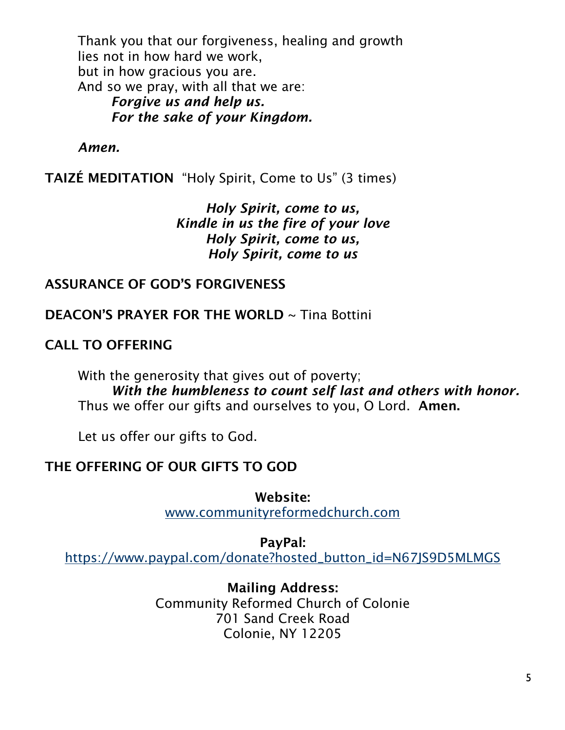Thank you that our forgiveness, healing and growth
lies not in how hard we work,
but in how gracious you are.
And so we pray, with all that we are:

***Forgive us and help us.***
***For the sake of your Kingdom.***

***Amen.***

**TAIZÉ MEDITATION** "Holy Spirit, Come to Us" (3 times)

***Holy Spirit, come to us,***
***Kindle in us the fire of your love***
***Holy Spirit, come to us,***
***Holy Spirit, come to us***

**ASSURANCE OF GOD'S FORGIVENESS**

**DEACON'S PRAYER FOR THE WORLD** ~ Tina Bottini

**CALL TO OFFERING**

With the generosity that gives out of poverty;
***With the humbleness to count self last and others with honor.***
Thus we offer our gifts and ourselves to you, O Lord. **Amen.**

Let us offer our gifts to God.

**THE OFFERING OF OUR GIFTS TO GOD**

**Website:**
www.communityreformedchurch.com

**PayPal:**
https://www.paypal.com/donate?hosted_button_id=N67JS9D5MLMGS

**Mailing Address:**
Community Reformed Church of Colonie
701 Sand Creek Road
Colonie, NY 12205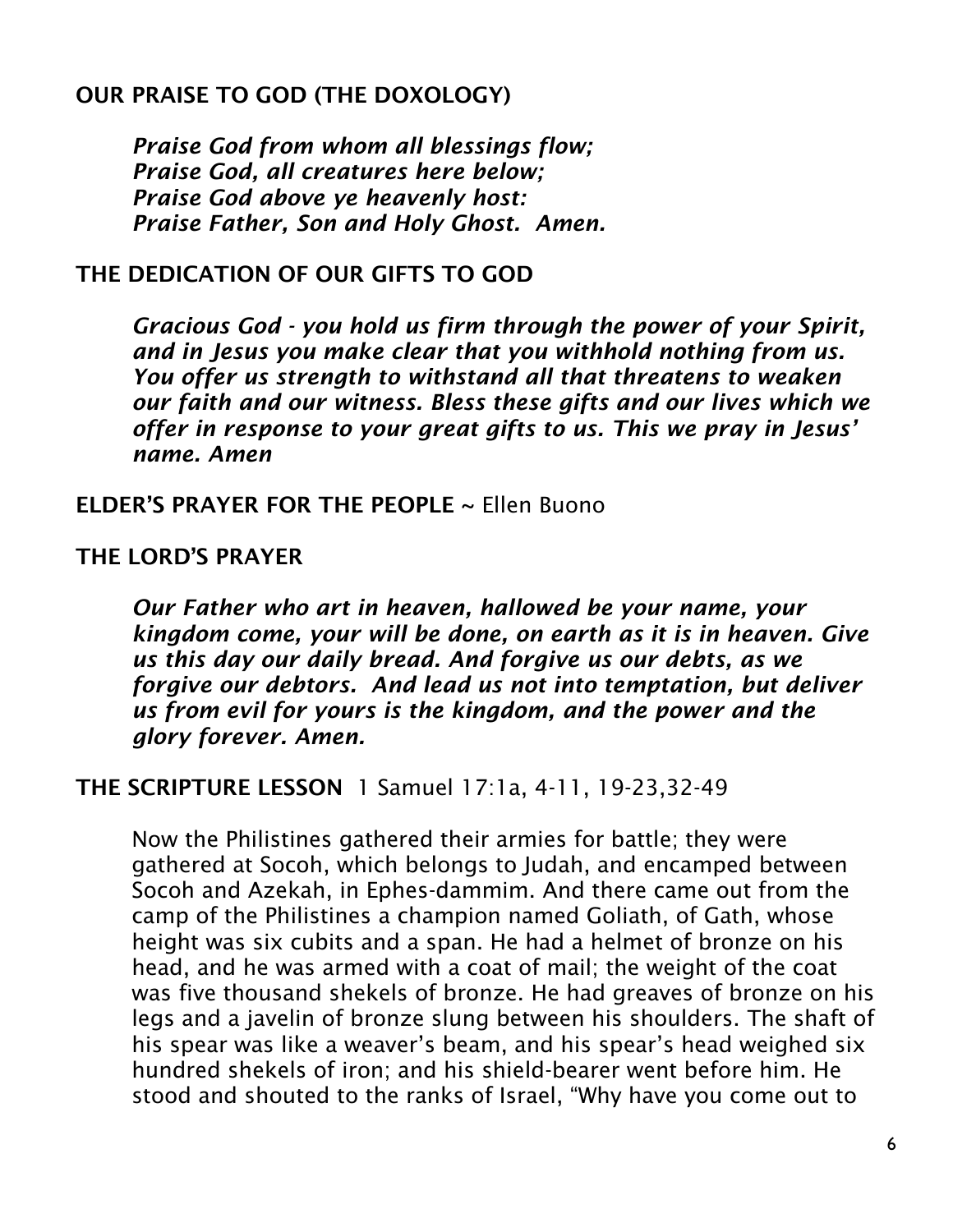**OUR PRAISE TO GOD (THE DOXOLOGY)**

> ***Praise God from whom all blessings flow;***
> ***Praise God, all creatures here below;***
> ***Praise God above ye heavenly host:***
> ***Praise Father, Son and Holy Ghost. Amen.***

**THE DEDICATION OF OUR GIFTS TO GOD**

> ***Gracious God - you hold us firm through the power of your Spirit, and in Jesus you make clear that you withhold nothing from us. You offer us strength to withstand all that threatens to weaken our faith and our witness. Bless these gifts and our lives which we offer in response to your great gifts to us. This we pray in Jesus' name. Amen***

**ELDER'S PRAYER FOR THE PEOPLE** ~ Ellen Buono

**THE LORD'S PRAYER**

> ***Our Father who art in heaven, hallowed be your name, your kingdom come, your will be done, on earth as it is in heaven. Give us this day our daily bread. And forgive us our debts, as we forgive our debtors. And lead us not into temptation, but deliver us from evil for yours is the kingdom, and the power and the glory forever. Amen.***

**THE SCRIPTURE LESSON** 1 Samuel 17:1a, 4-11, 19-23,32-49

> Now the Philistines gathered their armies for battle; they were gathered at Socoh, which belongs to Judah, and encamped between Socoh and Azekah, in Ephes-dammim. And there came out from the camp of the Philistines a champion named Goliath, of Gath, whose height was six cubits and a span. He had a helmet of bronze on his head, and he was armed with a coat of mail; the weight of the coat was five thousand shekels of bronze. He had greaves of bronze on his legs and a javelin of bronze slung between his shoulders. The shaft of his spear was like a weaver's beam, and his spear's head weighed six hundred shekels of iron; and his shield-bearer went before him. He stood and shouted to the ranks of Israel, "Why have you come out to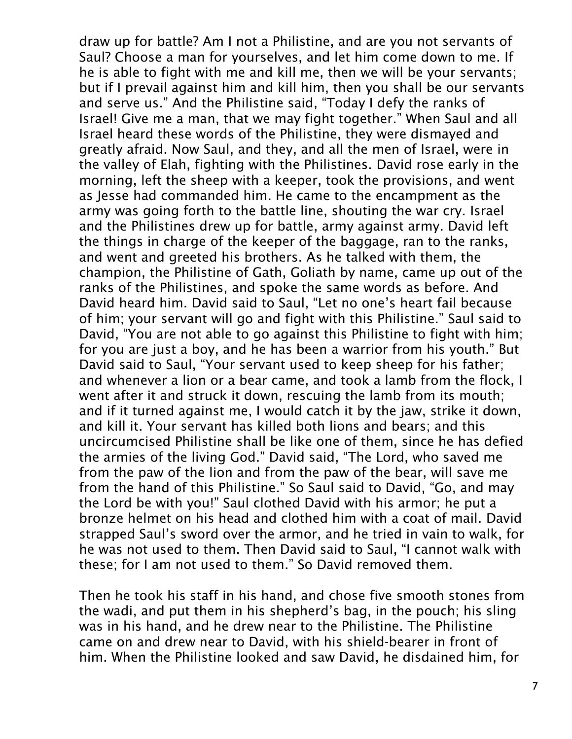draw up for battle? Am I not a Philistine, and are you not servants of Saul? Choose a man for yourselves, and let him come down to me. If he is able to fight with me and kill me, then we will be your servants; but if I prevail against him and kill him, then you shall be our servants and serve us." And the Philistine said, "Today I defy the ranks of Israel! Give me a man, that we may fight together." When Saul and all Israel heard these words of the Philistine, they were dismayed and greatly afraid. Now Saul, and they, and all the men of Israel, were in the valley of Elah, fighting with the Philistines. David rose early in the morning, left the sheep with a keeper, took the provisions, and went as Jesse had commanded him. He came to the encampment as the army was going forth to the battle line, shouting the war cry. Israel and the Philistines drew up for battle, army against army. David left the things in charge of the keeper of the baggage, ran to the ranks, and went and greeted his brothers. As he talked with them, the champion, the Philistine of Gath, Goliath by name, came up out of the ranks of the Philistines, and spoke the same words as before. And David heard him. David said to Saul, "Let no one's heart fail because of him; your servant will go and fight with this Philistine." Saul said to David, "You are not able to go against this Philistine to fight with him; for you are just a boy, and he has been a warrior from his youth." But David said to Saul, "Your servant used to keep sheep for his father; and whenever a lion or a bear came, and took a lamb from the flock, I went after it and struck it down, rescuing the lamb from its mouth; and if it turned against me, I would catch it by the jaw, strike it down, and kill it. Your servant has killed both lions and bears; and this uncircumcised Philistine shall be like one of them, since he has defied the armies of the living God." David said, "The Lord, who saved me from the paw of the lion and from the paw of the bear, will save me from the hand of this Philistine." So Saul said to David, "Go, and may the Lord be with you!" Saul clothed David with his armor; he put a bronze helmet on his head and clothed him with a coat of mail. David strapped Saul's sword over the armor, and he tried in vain to walk, for he was not used to them. Then David said to Saul, "I cannot walk with these; for I am not used to them." So David removed them.

Then he took his staff in his hand, and chose five smooth stones from the wadi, and put them in his shepherd's bag, in the pouch; his sling was in his hand, and he drew near to the Philistine. The Philistine came on and drew near to David, with his shield-bearer in front of him. When the Philistine looked and saw David, he disdained him, for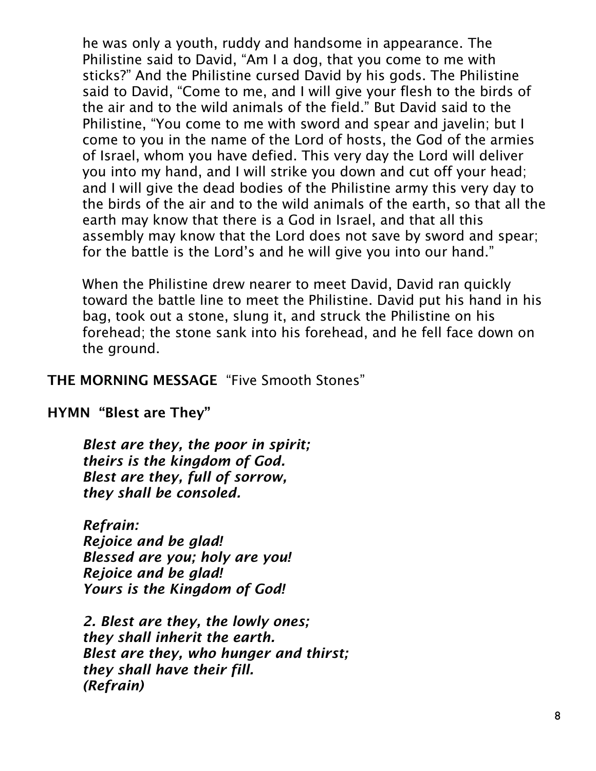he was only a youth, ruddy and handsome in appearance. The Philistine said to David, "Am I a dog, that you come to me with sticks?" And the Philistine cursed David by his gods. The Philistine said to David, "Come to me, and I will give your flesh to the birds of the air and to the wild animals of the field." But David said to the Philistine, "You come to me with sword and spear and javelin; but I come to you in the name of the Lord of hosts, the God of the armies of Israel, whom you have defied. This very day the Lord will deliver you into my hand, and I will strike you down and cut off your head; and I will give the dead bodies of the Philistine army this very day to the birds of the air and to the wild animals of the earth, so that all the earth may know that there is a God in Israel, and that all this assembly may know that the Lord does not save by sword and spear; for the battle is the Lord's and he will give you into our hand."

When the Philistine drew nearer to meet David, David ran quickly toward the battle line to meet the Philistine. David put his hand in his bag, took out a stone, slung it, and struck the Philistine on his forehead; the stone sank into his forehead, and he fell face down on the ground.

**THE MORNING MESSAGE** "Five Smooth Stones"

**HYMN "Blest are They"**

***Blest are they, the poor in spirit;***
***theirs is the kingdom of God.***
***Blest are they, full of sorrow,***
***they shall be consoled.***

***Refrain:***
***Rejoice and be glad!***
***Blessed are you; holy are you!***
***Rejoice and be glad!***
***Yours is the Kingdom of God!***

***2. Blest are they, the lowly ones;***
***they shall inherit the earth.***
***Blest are they, who hunger and thirst;***
***they shall have their fill.***
***(Refrain)***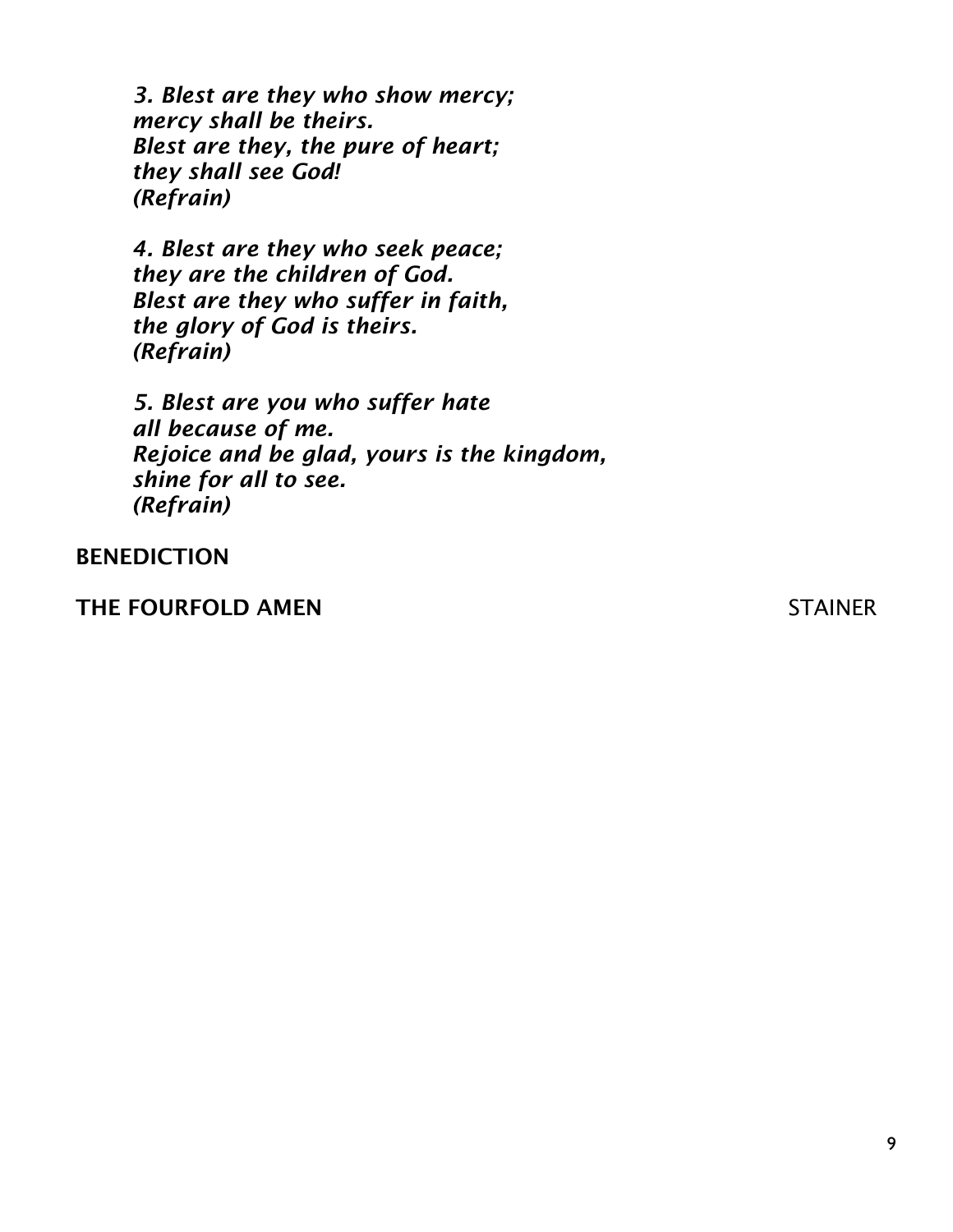*3. Blest are they who show mercy;*
*mercy shall be theirs.*
*Blest are they, the pure of heart;*
*they shall see God!*
*(Refrain)*

*4. Blest are they who seek peace;*
*they are the children of God.*
*Blest are they who suffer in faith,*
*the glory of God is theirs.*
*(Refrain)*

*5. Blest are you who suffer hate*
*all because of me.*
*Rejoice and be glad, yours is the kingdom,*
*shine for all to see.*
*(Refrain)*

**BENEDICTION**

**THE FOURFOLD AMEN** STAINER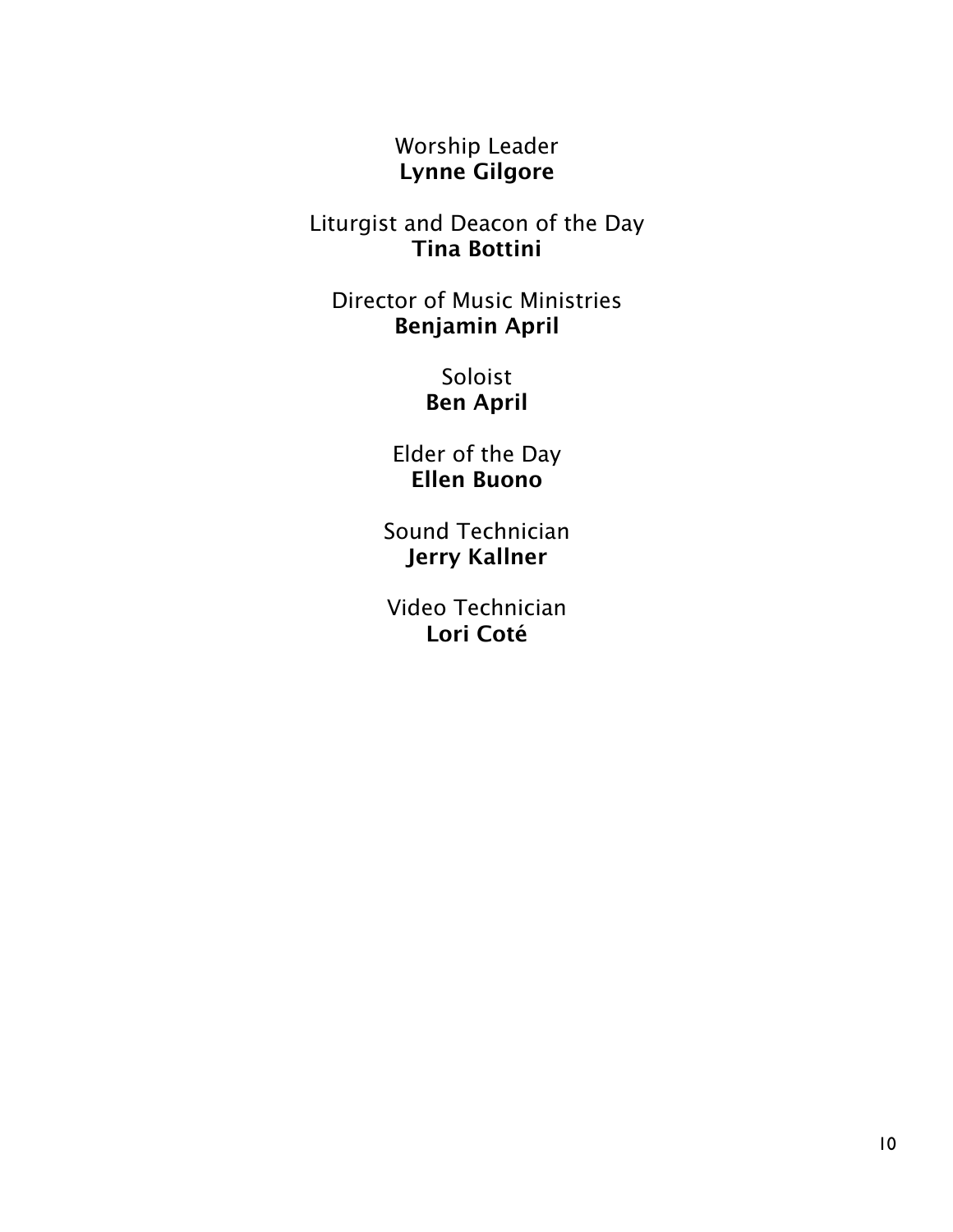Worship Leader
**Lynne Gilgore**

Liturgist and Deacon of the Day
**Tina Bottini**

Director of Music Ministries
**Benjamin April**

Soloist
**Ben April**

Elder of the Day
**Ellen Buono**

Sound Technician
**Jerry Kallner**

Video Technician
**Lori Coté**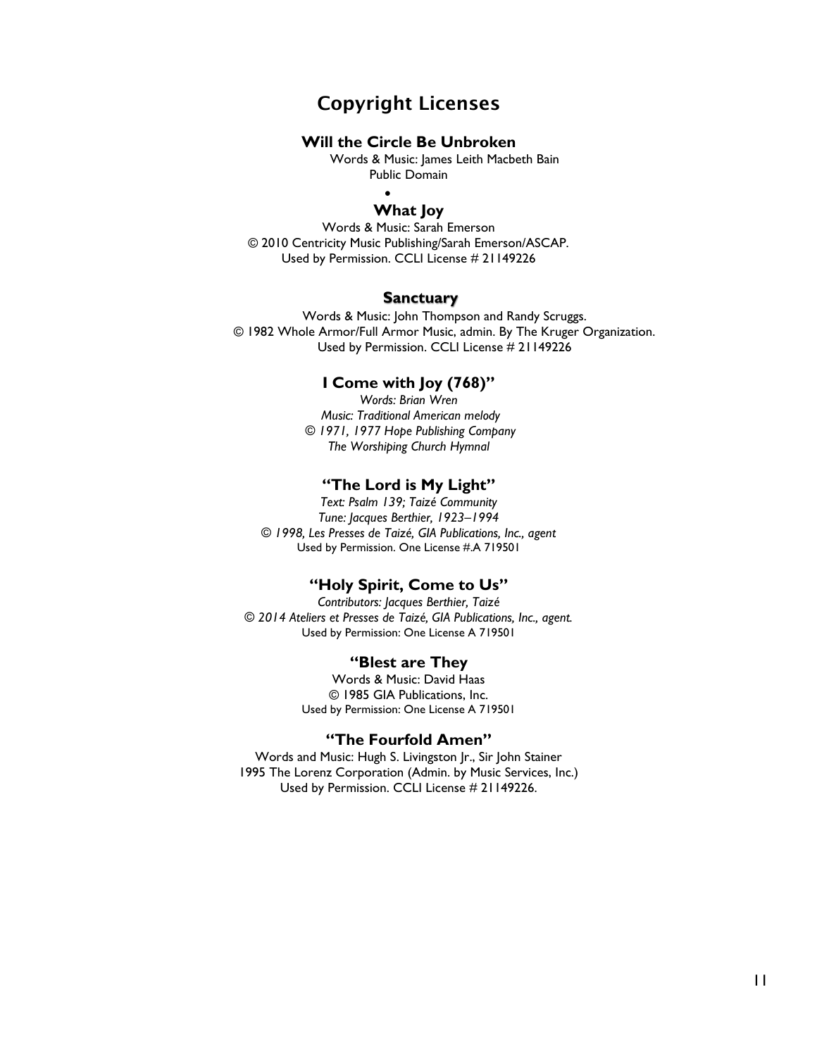# Copyright Licenses

### Will the Circle Be Unbroken

Words & Music: James Leith Macbeth Bain
Public Domain

- 

### What Joy

Words & Music: Sarah Emerson
© 2010 Centricity Music Publishing/Sarah Emerson/ASCAP.
Used by Permission. CCLI License # 21149226

### Sanctuary

Words & Music: John Thompson and Randy Scruggs.
© 1982 Whole Armor/Full Armor Music, admin. By The Kruger Organization.
Used by Permission. CCLI License # 21149226

### I Come with Joy (768)"

*Words: Brian Wren*
*Music: Traditional American melody*
*© 1971, 1977 Hope Publishing Company*
*The Worshiping Church Hymnal*

### "The Lord is My Light"

*Text: Psalm 139; Taizé Community*
*Tune: Jacques Berthier, 1923–1994*
*© 1998, Les Presses de Taizé, GIA Publications, Inc., agent*
Used by Permission. One License #.A 719501

### "Holy Spirit, Come to Us"

*Contributors: Jacques Berthier, Taizé*
*© 2014 Ateliers et Presses de Taizé, GIA Publications, Inc., agent.*
Used by Permission: One License A 719501

### "Blest are They

Words & Music: David Haas
© 1985 GIA Publications, Inc.
Used by Permission: One License A 719501

### "The Fourfold Amen"

Words and Music: Hugh S. Livingston Jr., Sir John Stainer
1995 The Lorenz Corporation (Admin. by Music Services, Inc.)
Used by Permission. CCLI License # 21149226.